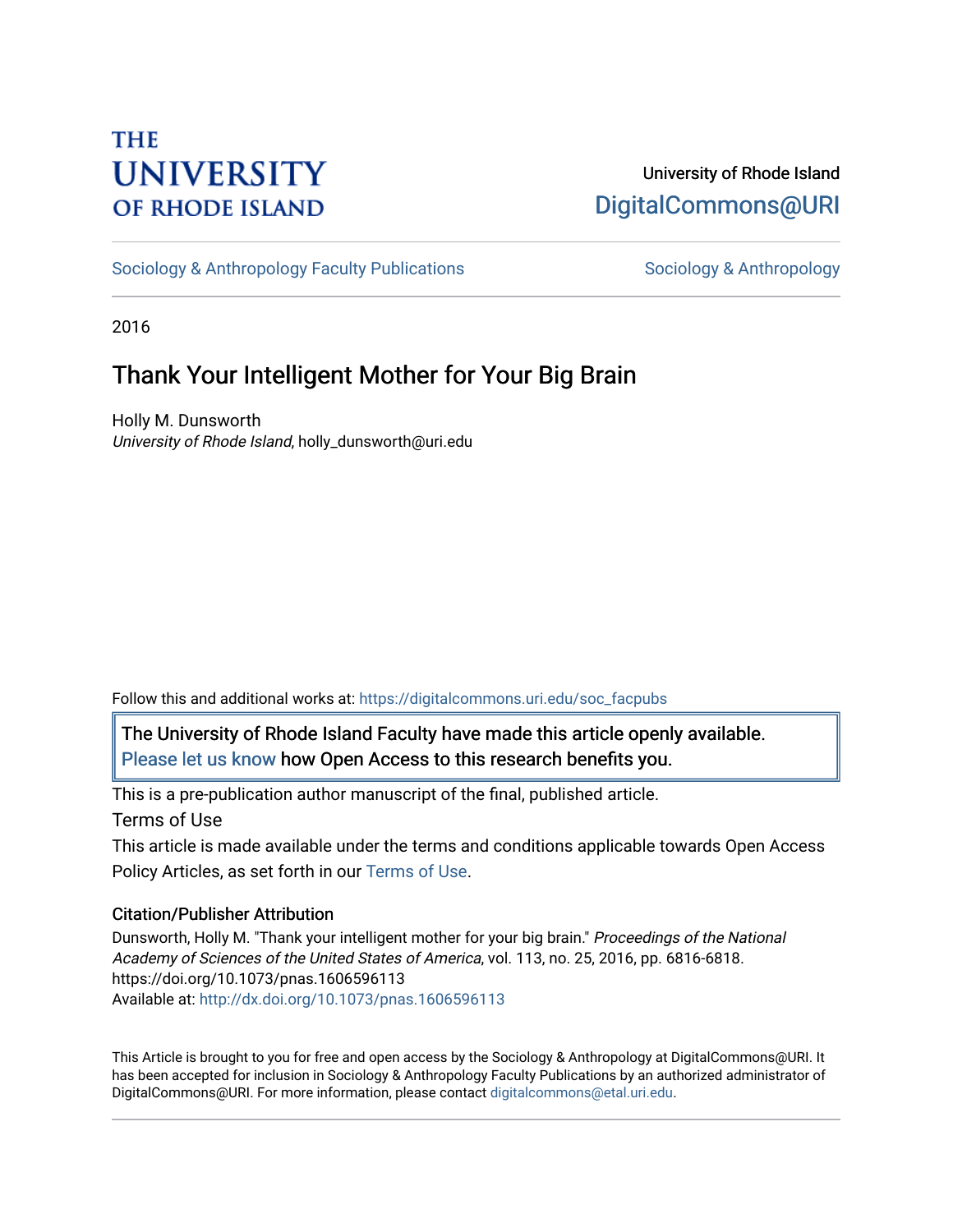THE UNIVERSITY OF RHODE ISLAND

University of Rhode Island
DigitalCommons@URI

Sociology & Anthropology Faculty Publications | Sociology & Anthropology

2016

# Thank Your Intelligent Mother for Your Big Brain

Holly M. Dunsworth
*University of Rhode Island*, holly_dunsworth@uri.edu

Follow this and additional works at: https://digitalcommons.uri.edu/soc_facpubs

The University of Rhode Island Faculty have made this article openly available. Please let us know how Open Access to this research benefits you.

This is a pre-publication author manuscript of the final, published article.

Terms of Use

This article is made available under the terms and conditions applicable towards Open Access Policy Articles, as set forth in our Terms of Use.

## Citation/Publisher Attribution

Dunsworth, Holly M. "Thank your intelligent mother for your big brain." *Proceedings of the National Academy of Sciences of the United States of America*, vol. 113, no. 25, 2016, pp. 6816-6818. https://doi.org/10.1073/pnas.1606596113
Available at: http://dx.doi.org/10.1073/pnas.1606596113

This Article is brought to you for free and open access by the Sociology & Anthropology at DigitalCommons@URI. It has been accepted for inclusion in Sociology & Anthropology Faculty Publications by an authorized administrator of DigitalCommons@URI. For more information, please contact digitalcommons@etal.uri.edu.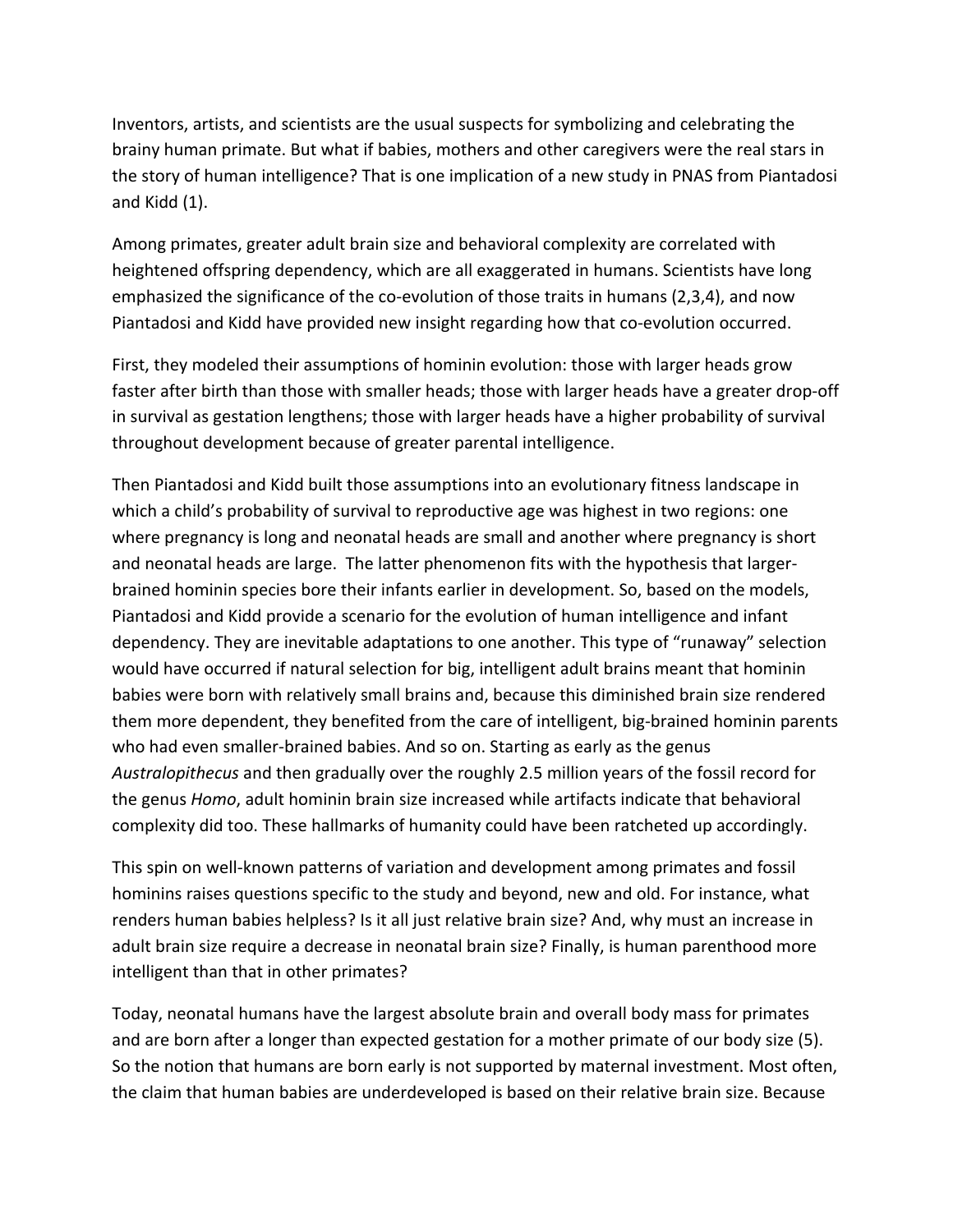Inventors, artists, and scientists are the usual suspects for symbolizing and celebrating the brainy human primate. But what if babies, mothers and other caregivers were the real stars in the story of human intelligence? That is one implication of a new study in PNAS from Piantadosi and Kidd (1).

Among primates, greater adult brain size and behavioral complexity are correlated with heightened offspring dependency, which are all exaggerated in humans. Scientists have long emphasized the significance of the co-evolution of those traits in humans (2,3,4), and now Piantadosi and Kidd have provided new insight regarding how that co-evolution occurred.

First, they modeled their assumptions of hominin evolution: those with larger heads grow faster after birth than those with smaller heads; those with larger heads have a greater drop-off in survival as gestation lengthens; those with larger heads have a higher probability of survival throughout development because of greater parental intelligence.

Then Piantadosi and Kidd built those assumptions into an evolutionary fitness landscape in which a child's probability of survival to reproductive age was highest in two regions: one where pregnancy is long and neonatal heads are small and another where pregnancy is short and neonatal heads are large. The latter phenomenon fits with the hypothesis that larger-brained hominin species bore their infants earlier in development. So, based on the models, Piantadosi and Kidd provide a scenario for the evolution of human intelligence and infant dependency. They are inevitable adaptations to one another. This type of "runaway" selection would have occurred if natural selection for big, intelligent adult brains meant that hominin babies were born with relatively small brains and, because this diminished brain size rendered them more dependent, they benefited from the care of intelligent, big-brained hominin parents who had even smaller-brained babies. And so on. Starting as early as the genus *Australopithecus* and then gradually over the roughly 2.5 million years of the fossil record for the genus *Homo*, adult hominin brain size increased while artifacts indicate that behavioral complexity did too. These hallmarks of humanity could have been ratcheted up accordingly.

This spin on well-known patterns of variation and development among primates and fossil hominins raises questions specific to the study and beyond, new and old. For instance, what renders human babies helpless? Is it all just relative brain size? And, why must an increase in adult brain size require a decrease in neonatal brain size? Finally, is human parenthood more intelligent than that in other primates?

Today, neonatal humans have the largest absolute brain and overall body mass for primates and are born after a longer than expected gestation for a mother primate of our body size (5). So the notion that humans are born early is not supported by maternal investment. Most often, the claim that human babies are underdeveloped is based on their relative brain size. Because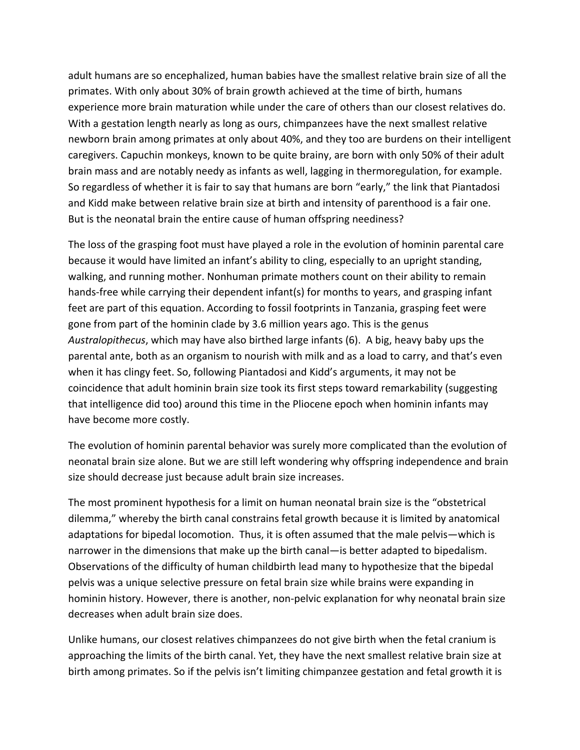adult humans are so encephalized, human babies have the smallest relative brain size of all the primates. With only about 30% of brain growth achieved at the time of birth, humans experience more brain maturation while under the care of others than our closest relatives do. With a gestation length nearly as long as ours, chimpanzees have the next smallest relative newborn brain among primates at only about 40%, and they too are burdens on their intelligent caregivers. Capuchin monkeys, known to be quite brainy, are born with only 50% of their adult brain mass and are notably needy as infants as well, lagging in thermoregulation, for example. So regardless of whether it is fair to say that humans are born "early," the link that Piantadosi and Kidd make between relative brain size at birth and intensity of parenthood is a fair one. But is the neonatal brain the entire cause of human offspring neediness?

The loss of the grasping foot must have played a role in the evolution of hominin parental care because it would have limited an infant's ability to cling, especially to an upright standing, walking, and running mother. Nonhuman primate mothers count on their ability to remain hands-free while carrying their dependent infant(s) for months to years, and grasping infant feet are part of this equation. According to fossil footprints in Tanzania, grasping feet were gone from part of the hominin clade by 3.6 million years ago. This is the genus *Australopithecus*, which may have also birthed large infants (6). A big, heavy baby ups the parental ante, both as an organism to nourish with milk and as a load to carry, and that's even when it has clingy feet. So, following Piantadosi and Kidd's arguments, it may not be coincidence that adult hominin brain size took its first steps toward remarkability (suggesting that intelligence did too) around this time in the Pliocene epoch when hominin infants may have become more costly.

The evolution of hominin parental behavior was surely more complicated than the evolution of neonatal brain size alone. But we are still left wondering why offspring independence and brain size should decrease just because adult brain size increases.

The most prominent hypothesis for a limit on human neonatal brain size is the "obstetrical dilemma," whereby the birth canal constrains fetal growth because it is limited by anatomical adaptations for bipedal locomotion. Thus, it is often assumed that the male pelvis—which is narrower in the dimensions that make up the birth canal—is better adapted to bipedalism. Observations of the difficulty of human childbirth lead many to hypothesize that the bipedal pelvis was a unique selective pressure on fetal brain size while brains were expanding in hominin history. However, there is another, non-pelvic explanation for why neonatal brain size decreases when adult brain size does.

Unlike humans, our closest relatives chimpanzees do not give birth when the fetal cranium is approaching the limits of the birth canal. Yet, they have the next smallest relative brain size at birth among primates. So if the pelvis isn't limiting chimpanzee gestation and fetal growth it is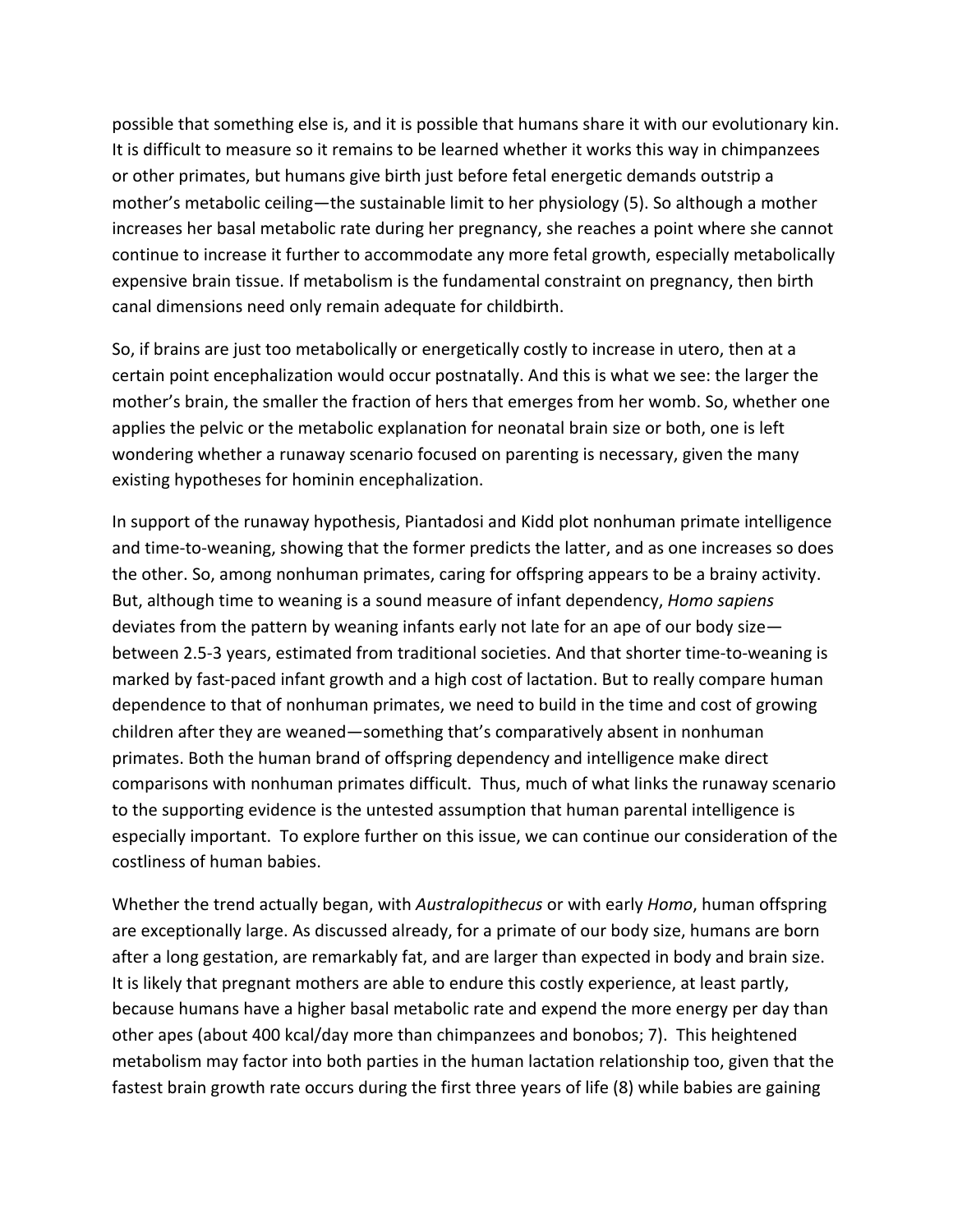possible that something else is, and it is possible that humans share it with our evolutionary kin. It is difficult to measure so it remains to be learned whether it works this way in chimpanzees or other primates, but humans give birth just before fetal energetic demands outstrip a mother's metabolic ceiling—the sustainable limit to her physiology (5). So although a mother increases her basal metabolic rate during her pregnancy, she reaches a point where she cannot continue to increase it further to accommodate any more fetal growth, especially metabolically expensive brain tissue. If metabolism is the fundamental constraint on pregnancy, then birth canal dimensions need only remain adequate for childbirth.

So, if brains are just too metabolically or energetically costly to increase in utero, then at a certain point encephalization would occur postnatally. And this is what we see: the larger the mother's brain, the smaller the fraction of hers that emerges from her womb. So, whether one applies the pelvic or the metabolic explanation for neonatal brain size or both, one is left wondering whether a runaway scenario focused on parenting is necessary, given the many existing hypotheses for hominin encephalization.

In support of the runaway hypothesis, Piantadosi and Kidd plot nonhuman primate intelligence and time-to-weaning, showing that the former predicts the latter, and as one increases so does the other. So, among nonhuman primates, caring for offspring appears to be a brainy activity. But, although time to weaning is a sound measure of infant dependency, *Homo sapiens* deviates from the pattern by weaning infants early not late for an ape of our body size—between 2.5-3 years, estimated from traditional societies. And that shorter time-to-weaning is marked by fast-paced infant growth and a high cost of lactation. But to really compare human dependence to that of nonhuman primates, we need to build in the time and cost of growing children after they are weaned—something that's comparatively absent in nonhuman primates. Both the human brand of offspring dependency and intelligence make direct comparisons with nonhuman primates difficult. Thus, much of what links the runaway scenario to the supporting evidence is the untested assumption that human parental intelligence is especially important. To explore further on this issue, we can continue our consideration of the costliness of human babies.

Whether the trend actually began, with *Australopithecus* or with early *Homo*, human offspring are exceptionally large. As discussed already, for a primate of our body size, humans are born after a long gestation, are remarkably fat, and are larger than expected in body and brain size. It is likely that pregnant mothers are able to endure this costly experience, at least partly, because humans have a higher basal metabolic rate and expend the more energy per day than other apes (about 400 kcal/day more than chimpanzees and bonobos; 7). This heightened metabolism may factor into both parties in the human lactation relationship too, given that the fastest brain growth rate occurs during the first three years of life (8) while babies are gaining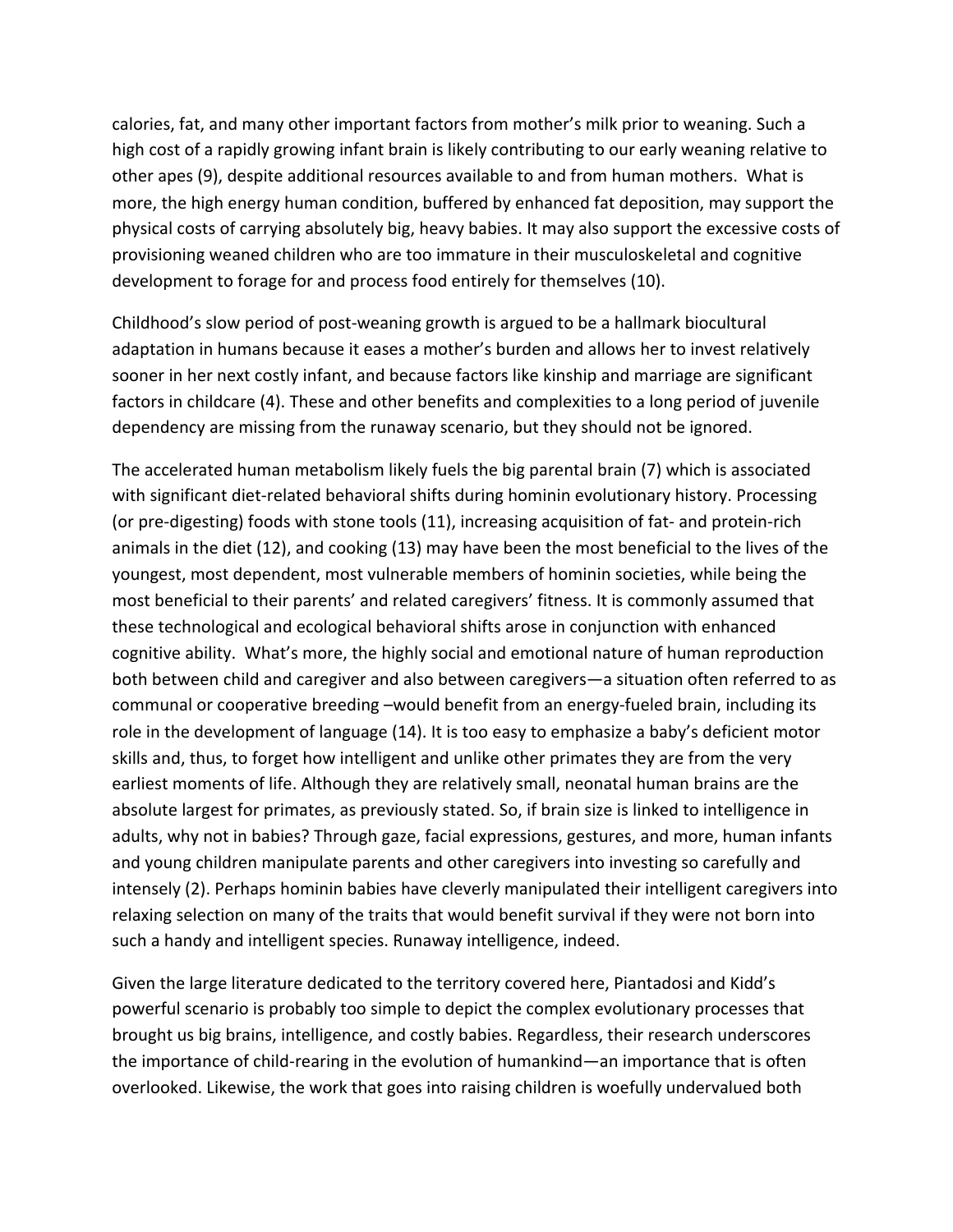calories, fat, and many other important factors from mother's milk prior to weaning. Such a high cost of a rapidly growing infant brain is likely contributing to our early weaning relative to other apes (9), despite additional resources available to and from human mothers. What is more, the high energy human condition, buffered by enhanced fat deposition, may support the physical costs of carrying absolutely big, heavy babies. It may also support the excessive costs of provisioning weaned children who are too immature in their musculoskeletal and cognitive development to forage for and process food entirely for themselves (10).

Childhood's slow period of post-weaning growth is argued to be a hallmark biocultural adaptation in humans because it eases a mother's burden and allows her to invest relatively sooner in her next costly infant, and because factors like kinship and marriage are significant factors in childcare (4). These and other benefits and complexities to a long period of juvenile dependency are missing from the runaway scenario, but they should not be ignored.

The accelerated human metabolism likely fuels the big parental brain (7) which is associated with significant diet-related behavioral shifts during hominin evolutionary history. Processing (or pre-digesting) foods with stone tools (11), increasing acquisition of fat- and protein-rich animals in the diet (12), and cooking (13) may have been the most beneficial to the lives of the youngest, most dependent, most vulnerable members of hominin societies, while being the most beneficial to their parents' and related caregivers' fitness. It is commonly assumed that these technological and ecological behavioral shifts arose in conjunction with enhanced cognitive ability. What's more, the highly social and emotional nature of human reproduction both between child and caregiver and also between caregivers—a situation often referred to as communal or cooperative breeding –would benefit from an energy-fueled brain, including its role in the development of language (14). It is too easy to emphasize a baby's deficient motor skills and, thus, to forget how intelligent and unlike other primates they are from the very earliest moments of life. Although they are relatively small, neonatal human brains are the absolute largest for primates, as previously stated. So, if brain size is linked to intelligence in adults, why not in babies? Through gaze, facial expressions, gestures, and more, human infants and young children manipulate parents and other caregivers into investing so carefully and intensely (2). Perhaps hominin babies have cleverly manipulated their intelligent caregivers into relaxing selection on many of the traits that would benefit survival if they were not born into such a handy and intelligent species. Runaway intelligence, indeed.

Given the large literature dedicated to the territory covered here, Piantadosi and Kidd's powerful scenario is probably too simple to depict the complex evolutionary processes that brought us big brains, intelligence, and costly babies. Regardless, their research underscores the importance of child-rearing in the evolution of humankind—an importance that is often overlooked. Likewise, the work that goes into raising children is woefully undervalued both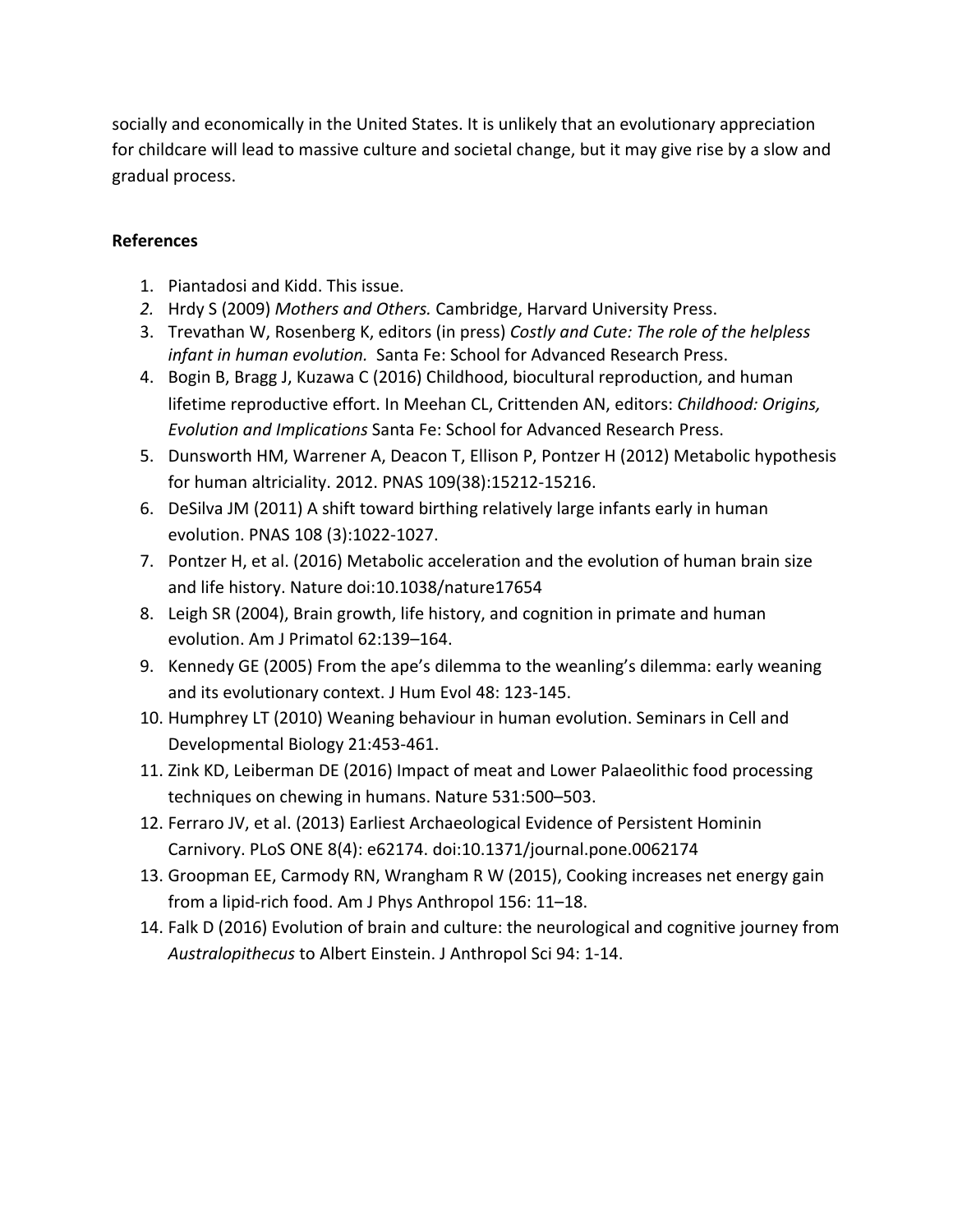socially and economically in the United States. It is unlikely that an evolutionary appreciation for childcare will lead to massive culture and societal change, but it may give rise by a slow and gradual process.

**References**

1. Piantadosi and Kidd. This issue.
2. Hrdy S (2009) *Mothers and Others.* Cambridge, Harvard University Press.
3. Trevathan W, Rosenberg K, editors (in press) *Costly and Cute: The role of the helpless infant in human evolution.* Santa Fe: School for Advanced Research Press.
4. Bogin B, Bragg J, Kuzawa C (2016) Childhood, biocultural reproduction, and human lifetime reproductive effort. In Meehan CL, Crittenden AN, editors: *Childhood: Origins, Evolution and Implications* Santa Fe: School for Advanced Research Press.
5. Dunsworth HM, Warrener A, Deacon T, Ellison P, Pontzer H (2012) Metabolic hypothesis for human altriciality. 2012. PNAS 109(38):15212-15216.
6. DeSilva JM (2011) A shift toward birthing relatively large infants early in human evolution. PNAS 108 (3):1022-1027.
7. Pontzer H, et al. (2016) Metabolic acceleration and the evolution of human brain size and life history. Nature doi:10.1038/nature17654
8. Leigh SR (2004), Brain growth, life history, and cognition in primate and human evolution. Am J Primatol 62:139–164.
9. Kennedy GE (2005) From the ape's dilemma to the weanling's dilemma: early weaning and its evolutionary context. J Hum Evol 48: 123-145.
10. Humphrey LT (2010) Weaning behaviour in human evolution. Seminars in Cell and Developmental Biology 21:453-461.
11. Zink KD, Leiberman DE (2016) Impact of meat and Lower Palaeolithic food processing techniques on chewing in humans. Nature 531:500–503.
12. Ferraro JV, et al. (2013) Earliest Archaeological Evidence of Persistent Hominin Carnivory. PLoS ONE 8(4): e62174. doi:10.1371/journal.pone.0062174
13. Groopman EE, Carmody RN, Wrangham R W (2015), Cooking increases net energy gain from a lipid-rich food. Am J Phys Anthropol 156: 11–18.
14. Falk D (2016) Evolution of brain and culture: the neurological and cognitive journey from *Australopithecus* to Albert Einstein. J Anthropol Sci 94: 1-14.